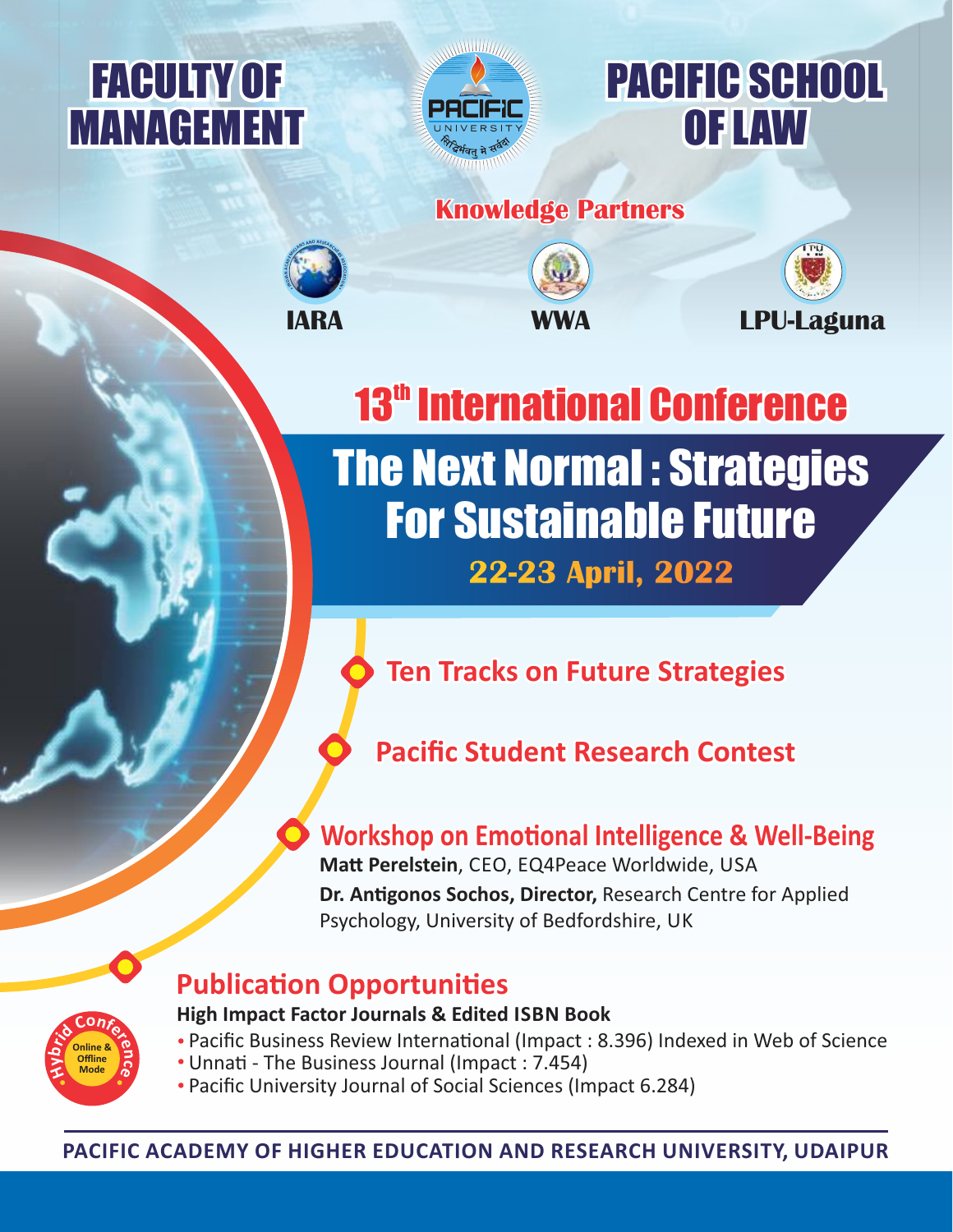**FACULTY OF MANAGEMENT**

PACIFIC UNIVERSITY

निर्दिर्भवतु मे सर्वदा

**PACIFIC SCHOOL OF LAW**

**Knowledge Partners**

**IARA** | **WWA** | **LPU-Laguna**

# 13th International Conference

# The Next Normal : Strategies For Sustainable Future

## 22-23 April, 2022

## Ten Tracks on Future Strategies

## Pacific Student Research Contest

## Workshop on Emotional Intelligence & Well-Being

**Matt Perelstein**, CEO, EQ4Peace Worldwide, USA

**Dr. Antigonos Sochos, Director,** Research Centre for Applied Psychology, University of Bedfordshire, UK

## Publication Opportunities

**High Impact Factor Journals & Edited ISBN Book**

- Pacific Business Review International (Impact : 8.396) Indexed in Web of Science
- Unnati - The Business Journal (Impact : 7.454)
- Pacific University Journal of Social Sciences (Impact 6.284)

Hybrid Conference – Online & Offline Mode

**PACIFIC ACADEMY OF HIGHER EDUCATION AND RESEARCH UNIVERSITY, UDAIPUR**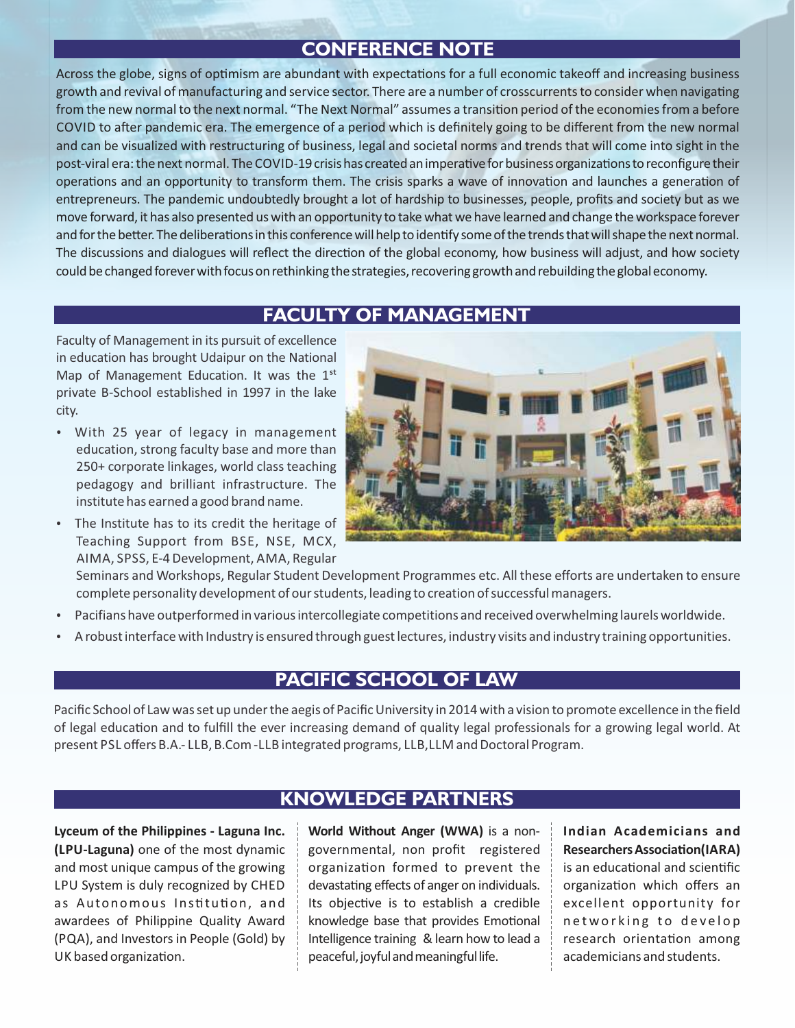## CONFERENCE NOTE

Across the globe, signs of optimism are abundant with expectations for a full economic takeoff and increasing business growth and revival of manufacturing and service sector. There are a number of crosscurrents to consider when navigating from the new normal to the next normal. "The Next Normal" assumes a transition period of the economies from a before COVID to after pandemic era. The emergence of a period which is definitely going to be different from the new normal and can be visualized with restructuring of business, legal and societal norms and trends that will come into sight in the post-viral era: the next normal. The COVID-19 crisis has created an imperative for business organizations to reconfigure their operations and an opportunity to transform them. The crisis sparks a wave of innovation and launches a generation of entrepreneurs. The pandemic undoubtedly brought a lot of hardship to businesses, people, profits and society but as we move forward, it has also presented us with an opportunity to take what we have learned and change the workspace forever and for the better. The deliberations in this conference will help to identify some of the trends that will shape the next normal. The discussions and dialogues will reflect the direction of the global economy, how business will adjust, and how society could be changed forever with focus on rethinking the strategies, recovering growth and rebuilding the global economy.

## FACULTY OF MANAGEMENT

Faculty of Management in its pursuit of excellence in education has brought Udaipur on the National Map of Management Education. It was the 1st private B-School established in 1997 in the lake city.

- With 25 year of legacy in management education, strong faculty base and more than 250+ corporate linkages, world class teaching pedagogy and brilliant infrastructure. The institute has earned a good brand name.
- The Institute has to its credit the heritage of Teaching Support from BSE, NSE, MCX, AIMA, SPSS, E-4 Development, AMA, Regular Seminars and Workshops, Regular Student Development Programmes etc. All these efforts are undertaken to ensure complete personality development of our students, leading to creation of successful managers.
- Pacifians have outperformed in various intercollegiate competitions and received overwhelming laurels worldwide.
- A robust interface with Industry is ensured through guest lectures, industry visits and industry training opportunities.

## PACIFIC SCHOOL OF LAW

Pacific School of Law was set up under the aegis of Pacific University in 2014 with a vision to promote excellence in the field of legal education and to fulfill the ever increasing demand of quality legal professionals for a growing legal world. At present PSL offers B.A.- LLB, B.Com -LLB integrated programs, LLB, LLM and Doctoral Program.

## KNOWLEDGE PARTNERS

**Lyceum of the Philippines - Laguna Inc. (LPU-Laguna)** one of the most dynamic and most unique campus of the growing LPU System is duly recognized by CHED as Autonomous Institution, and awardees of Philippine Quality Award (PQA), and Investors in People (Gold) by UK based organization.

**World Without Anger (WWA)** is a non-governmental, non profit registered organization formed to prevent the devastating effects of anger on individuals. Its objective is to establish a credible knowledge base that provides Emotional Intelligence training & learn how to lead a peaceful, joyful and meaningful life.

**Indian Academicians and Researchers Association(IARA)** is an educational and scientific organization which offers an excellent opportunity for networking to develop research orientation among academicians and students.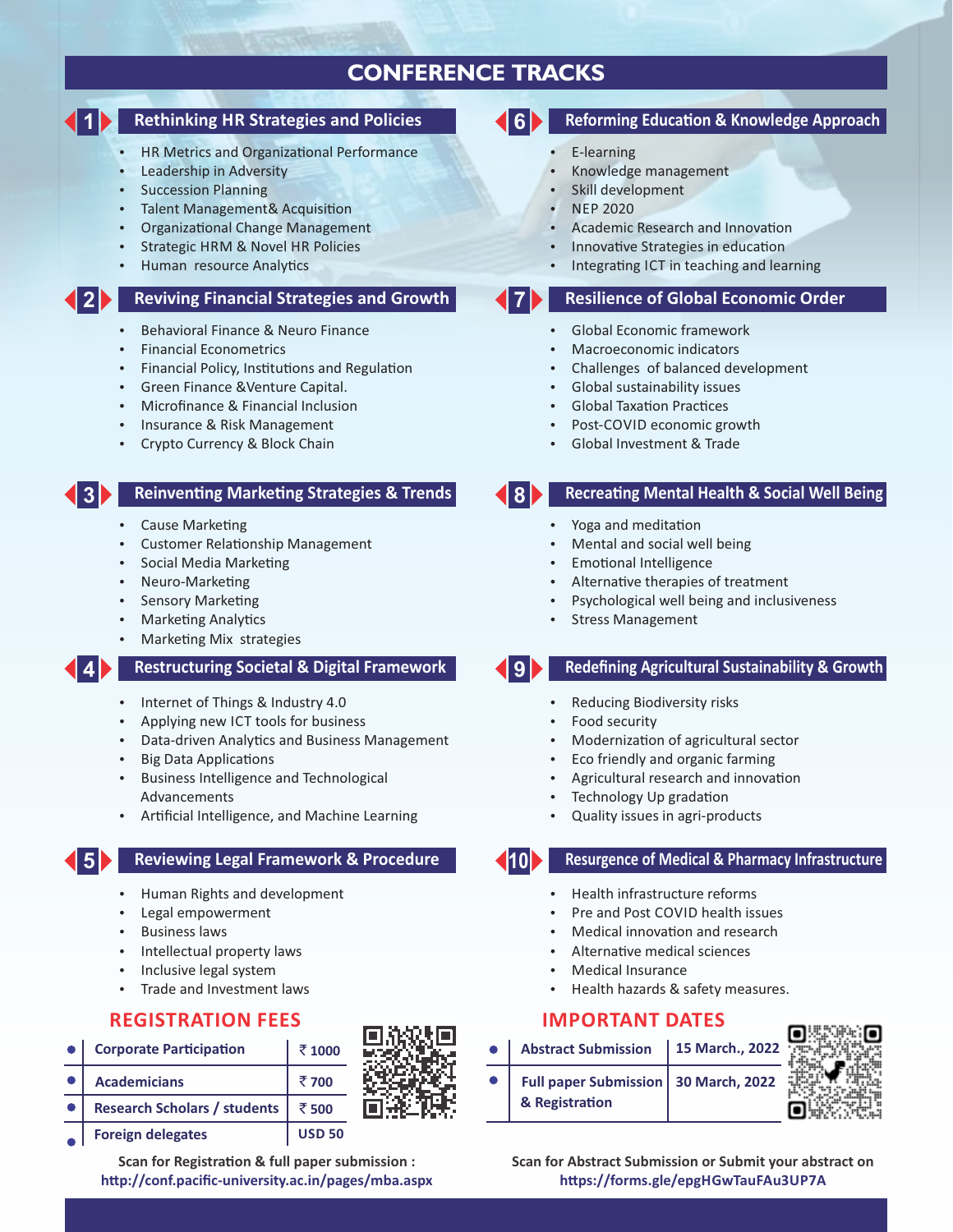# CONFERENCE TRACKS

## 1 Rethinking HR Strategies and Policies

- HR Metrics and Organizational Performance
- Leadership in Adversity
- Succession Planning
- Talent Management& Acquisition
- Organizational Change Management
- Strategic HRM & Novel HR Policies
- Human resource Analytics

## 2 Reviving Financial Strategies and Growth

- Behavioral Finance & Neuro Finance
- Financial Econometrics
- Financial Policy, Institutions and Regulation
- Green Finance &Venture Capital.
- Microfinance & Financial Inclusion
- Insurance & Risk Management
- Crypto Currency & Block Chain

## 3 Reinventing Marketing Strategies & Trends

- Cause Marketing
- Customer Relationship Management
- Social Media Marketing
- Neuro-Marketing
- Sensory Marketing
- Marketing Analytics
- Marketing Mix strategies

## 4 Restructuring Societal & Digital Framework

- Internet of Things & Industry 4.0
- Applying new ICT tools for business
- Data-driven Analytics and Business Management
- Big Data Applications
- Business Intelligence and Technological Advancements
- Artificial Intelligence, and Machine Learning

## 5 Reviewing Legal Framework & Procedure

- Human Rights and development
- Legal empowerment
- Business laws
- Intellectual property laws
- Inclusive legal system
- Trade and Investment laws

## 6 Reforming Education & Knowledge Approach

- E-learning
- Knowledge management
- Skill development
- NEP 2020
- Academic Research and Innovation
- Innovative Strategies in education
- Integrating ICT in teaching and learning

## 7 Resilience of Global Economic Order

- Global Economic framework
- Macroeconomic indicators
- Challenges of balanced development
- Global sustainability issues
- Global Taxation Practices
- Post-COVID economic growth
- Global Investment & Trade

## 8 Recreating Mental Health & Social Well Being

- Yoga and meditation
- Mental and social well being
- Emotional Intelligence
- Alternative therapies of treatment
- Psychological well being and inclusiveness
- Stress Management

## 9 Redefining Agricultural Sustainability & Growth

- Reducing Biodiversity risks
- Food security
- Modernization of agricultural sector
- Eco friendly and organic farming
- Agricultural research and innovation
- Technology Up gradation
- Quality issues in agri-products

## 10 Resurgence of Medical & Pharmacy Infrastructure

- Health infrastructure reforms
- Pre and Post COVID health issues
- Medical innovation and research
- Alternative medical sciences
- Medical Insurance
- Health hazards & safety measures.

## REGISTRATION FEES

| Category | Fee |
|---|---|
| Corporate Participation | ₹ 1000 |
| Academicians | ₹ 700 |
| Research Scholars / students | ₹ 500 |
| Foreign delegates | USD 50 |

**Scan for Registration & full paper submission :**
**http://conf.pacific-university.ac.in/pages/mba.aspx**

## IMPORTANT DATES

| Event | Date |
|---|---|
| Abstract Submission | 15 March., 2022 |
| Full paper Submission & Registration | 30 March, 2022 |

**Scan for Abstract Submission or Submit your abstract on**
**https://forms.gle/epgHGwTauFAu3UP7A**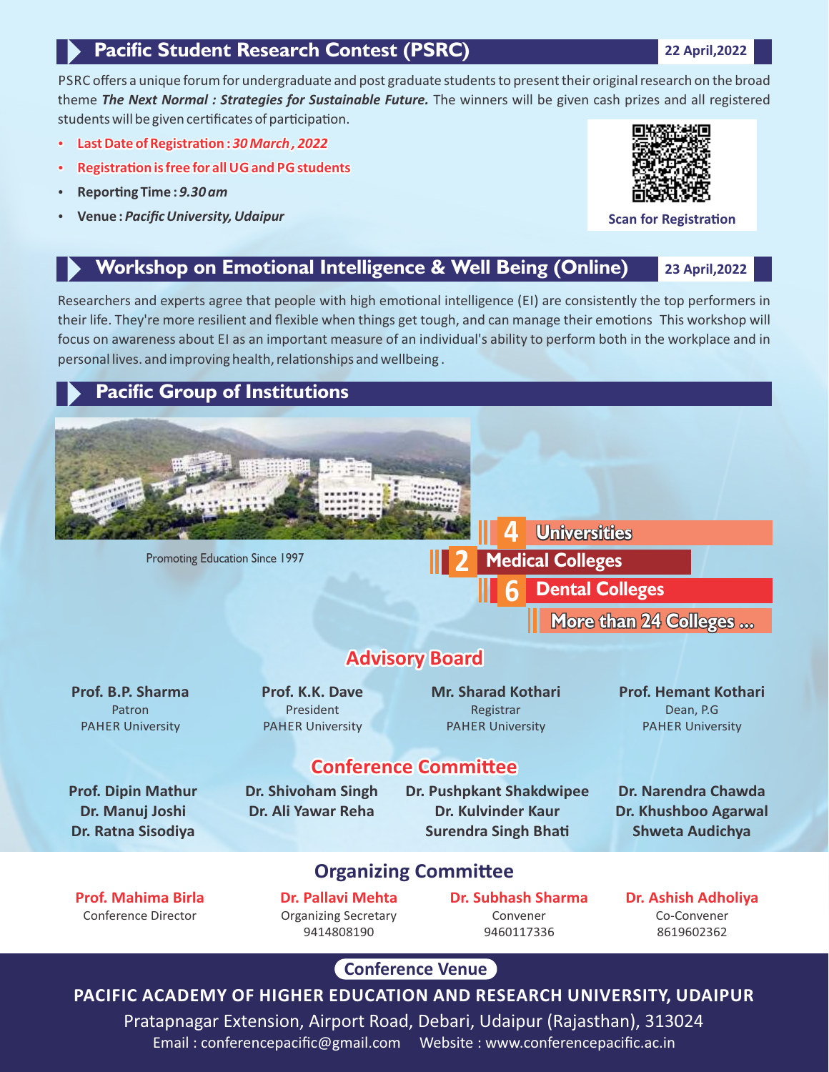## Pacific Student Research Contest (PSRC)

**22 April,2022**

PSRC offers a unique forum for undergraduate and post graduate students to present their original research on the broad theme ***The Next Normal : Strategies for Sustainable Future.*** The winners will be given cash prizes and all registered students will be given certificates of participation.

- **Last Date of Registration :** ***30 March , 2022***
- **Registration is free for all UG and PG students**
- **Reporting Time :** ***9.30 am***
- **Venue :** ***Pacific University, Udaipur***

Scan for Registration

## Workshop on Emotional Intelligence & Well Being (Online)

**23 April,2022**

Researchers and experts agree that people with high emotional intelligence (EI) are consistently the top performers in their life. They're more resilient and flexible when things get tough, and can manage their emotions This workshop will focus on awareness about EI as an important measure of an individual's ability to perform both in the workplace and in personal lives. and improving health, relationships and wellbeing .

## Pacific Group of Institutions

Promoting Education Since 1997

- **4** Universities
- **2** Medical Colleges
- **6** Dental Colleges
- More than 24 Colleges ...

## Advisory Board

**Prof. B.P. Sharma**
Patron
PAHER University

**Prof. K.K. Dave**
President
PAHER University

**Mr. Sharad Kothari**
Registrar
PAHER University

**Prof. Hemant Kothari**
Dean, P.G
PAHER University

## Conference Committee

**Prof. Dipin Mathur**
**Dr. Manuj Joshi**
**Dr. Ratna Sisodiya**

**Dr. Shivoham Singh**
**Dr. Ali Yawar Reha**

**Dr. Pushpkant Shakdwipee**
**Dr. Kulvinder Kaur**
**Surendra Singh Bhati**

**Dr. Narendra Chawda**
**Dr. Khushboo Agarwal**
**Shweta Audichya**

## Organizing Committee

**Prof. Mahima Birla**
Conference Director

**Dr. Pallavi Mehta**
Organizing Secretary
9414808190

**Dr. Subhash Sharma**
Convener
9460117336

**Dr. Ashish Adholiya**
Co-Convener
8619602362

## Conference Venue

**PACIFIC ACADEMY OF HIGHER EDUCATION AND RESEARCH UNIVERSITY, UDAIPUR**

Pratapnagar Extension, Airport Road, Debari, Udaipur (Rajasthan), 313024

Email : conferencepacific@gmail.com Website : www.conferencepacific.ac.in